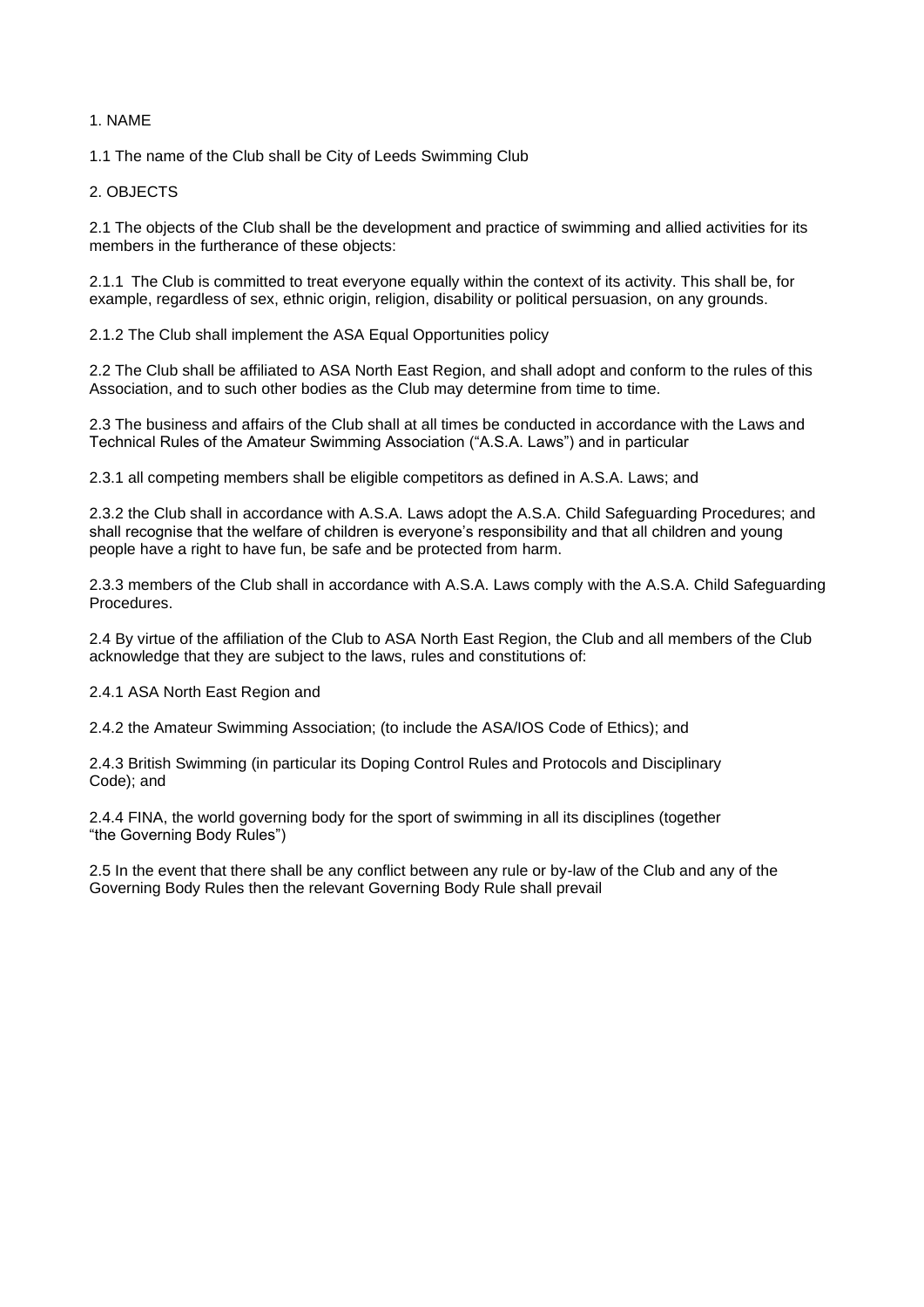## 1. NAME

1.1 The name of the Club shall be City of Leeds Swimming Club

## 2. OBJECTS

2.1 The objects of the Club shall be the development and practice of swimming and allied activities for its members in the furtherance of these objects:

2.1.1 The Club is committed to treat everyone equally within the context of its activity. This shall be, for example, regardless of sex, ethnic origin, religion, disability or political persuasion, on any grounds.

2.1.2 The Club shall implement the ASA Equal Opportunities policy

2.2 The Club shall be affiliated to ASA North East Region, and shall adopt and conform to the rules of this Association, and to such other bodies as the Club may determine from time to time.

2.3 The business and affairs of the Club shall at all times be conducted in accordance with the Laws and Technical Rules of the Amateur Swimming Association ("A.S.A. Laws") and in particular

2.3.1 all competing members shall be eligible competitors as defined in A.S.A. Laws; and

2.3.2 the Club shall in accordance with A.S.A. Laws adopt the A.S.A. Child Safeguarding Procedures; and shall recognise that the welfare of children is everyone's responsibility and that all children and young people have a right to have fun, be safe and be protected from harm.

2.3.3 members of the Club shall in accordance with A.S.A. Laws comply with the A.S.A. Child Safeguarding Procedures.

2.4 By virtue of the affiliation of the Club to ASA North East Region, the Club and all members of the Club acknowledge that they are subject to the laws, rules and constitutions of:

2.4.1 ASA North East Region and

2.4.2 the Amateur Swimming Association; (to include the ASA/IOS Code of Ethics); and

2.4.3 British Swimming (in particular its Doping Control Rules and Protocols and Disciplinary Code); and

2.4.4 FINA, the world governing body for the sport of swimming in all its disciplines (together "the Governing Body Rules")

2.5 In the event that there shall be any conflict between any rule or by-law of the Club and any of the Governing Body Rules then the relevant Governing Body Rule shall prevail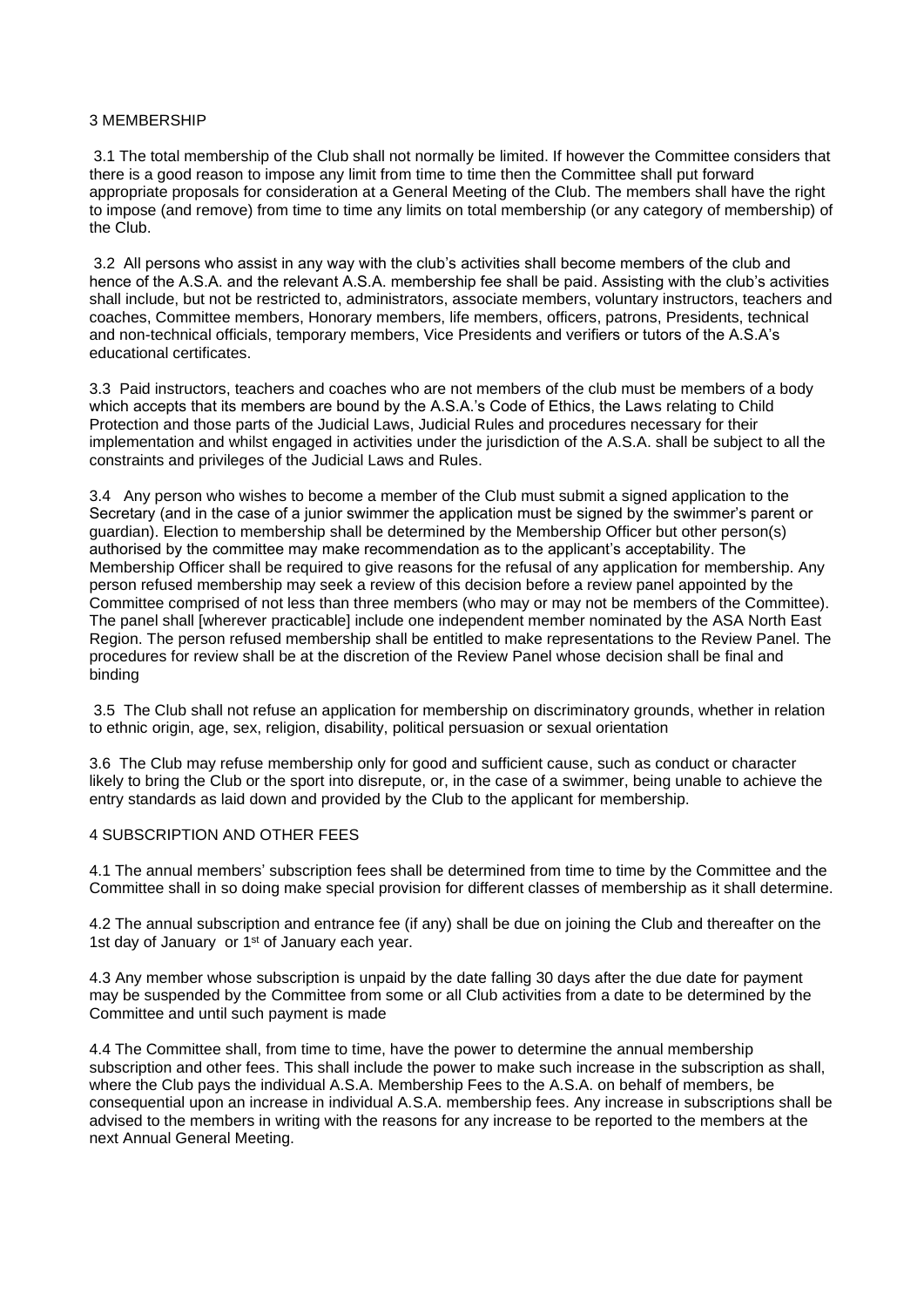## 3 MEMBERSHIP

3.1 The total membership of the Club shall not normally be limited. If however the Committee considers that there is a good reason to impose any limit from time to time then the Committee shall put forward appropriate proposals for consideration at a General Meeting of the Club. The members shall have the right to impose (and remove) from time to time any limits on total membership (or any category of membership) of the Club.

3.2 All persons who assist in any way with the club's activities shall become members of the club and hence of the A.S.A. and the relevant A.S.A. membership fee shall be paid. Assisting with the club's activities shall include, but not be restricted to, administrators, associate members, voluntary instructors, teachers and coaches, Committee members, Honorary members, life members, officers, patrons, Presidents, technical and non-technical officials, temporary members, Vice Presidents and verifiers or tutors of the A.S.A's educational certificates.

3.3 Paid instructors, teachers and coaches who are not members of the club must be members of a body which accepts that its members are bound by the A.S.A.'s Code of Ethics, the Laws relating to Child Protection and those parts of the Judicial Laws, Judicial Rules and procedures necessary for their implementation and whilst engaged in activities under the jurisdiction of the A.S.A. shall be subject to all the constraints and privileges of the Judicial Laws and Rules.

3.4 Any person who wishes to become a member of the Club must submit a signed application to the Secretary (and in the case of a junior swimmer the application must be signed by the swimmer's parent or guardian). Election to membership shall be determined by the Membership Officer but other person(s) authorised by the committee may make recommendation as to the applicant's acceptability. The Membership Officer shall be required to give reasons for the refusal of any application for membership. Any person refused membership may seek a review of this decision before a review panel appointed by the Committee comprised of not less than three members (who may or may not be members of the Committee). The panel shall [wherever practicable] include one independent member nominated by the ASA North East Region. The person refused membership shall be entitled to make representations to the Review Panel. The procedures for review shall be at the discretion of the Review Panel whose decision shall be final and binding

3.5 The Club shall not refuse an application for membership on discriminatory grounds, whether in relation to ethnic origin, age, sex, religion, disability, political persuasion or sexual orientation

3.6 The Club may refuse membership only for good and sufficient cause, such as conduct or character likely to bring the Club or the sport into disrepute, or, in the case of a swimmer, being unable to achieve the entry standards as laid down and provided by the Club to the applicant for membership.

## 4 SUBSCRIPTION AND OTHER FEES

4.1 The annual members' subscription fees shall be determined from time to time by the Committee and the Committee shall in so doing make special provision for different classes of membership as it shall determine.

4.2 The annual subscription and entrance fee (if any) shall be due on joining the Club and thereafter on the 1st day of January or 1st of January each year.

4.3 Any member whose subscription is unpaid by the date falling 30 days after the due date for payment may be suspended by the Committee from some or all Club activities from a date to be determined by the Committee and until such payment is made

4.4 The Committee shall, from time to time, have the power to determine the annual membership subscription and other fees. This shall include the power to make such increase in the subscription as shall, where the Club pays the individual A.S.A. Membership Fees to the A.S.A. on behalf of members, be consequential upon an increase in individual A.S.A. membership fees. Any increase in subscriptions shall be advised to the members in writing with the reasons for any increase to be reported to the members at the next Annual General Meeting.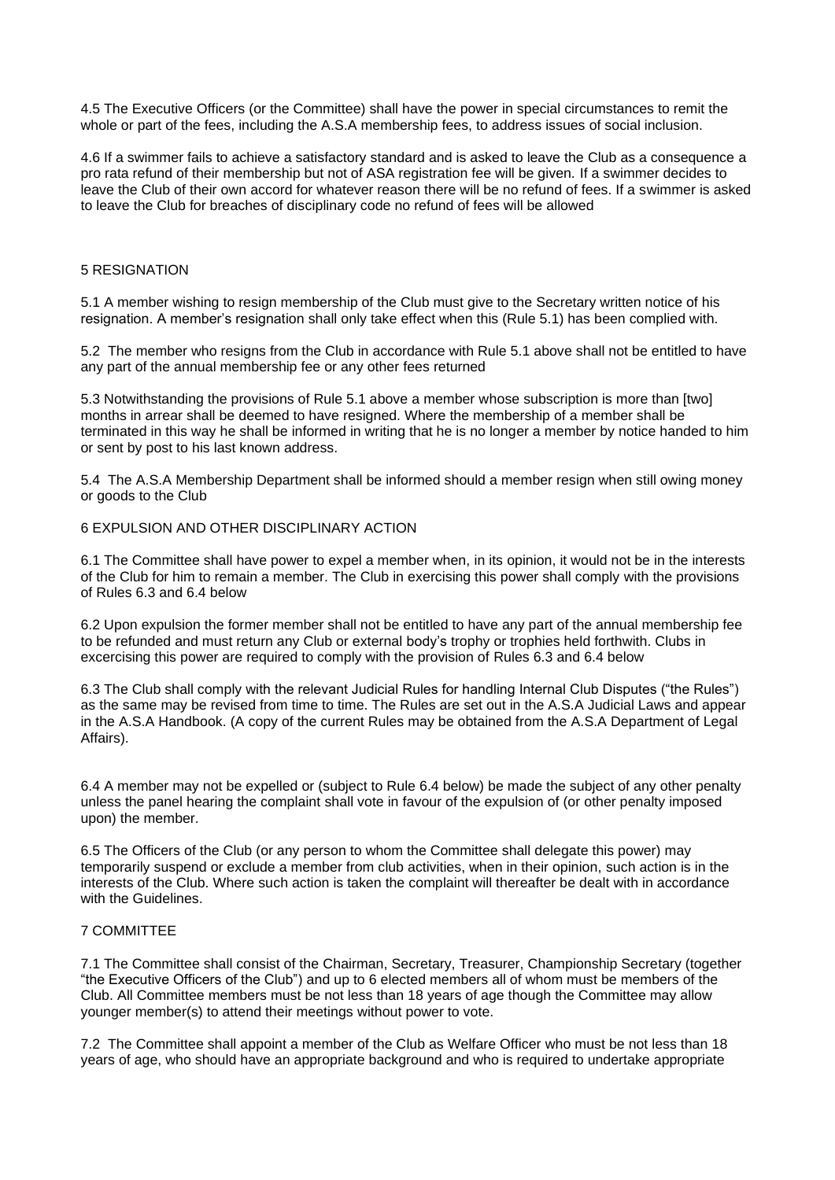4.5 The Executive Officers (or the Committee) shall have the power in special circumstances to remit the whole or part of the fees, including the A.S.A membership fees, to address issues of social inclusion.

4.6 If a swimmer fails to achieve a satisfactory standard and is asked to leave the Club as a consequence a pro rata refund of their membership but not of ASA registration fee will be given. If a swimmer decides to leave the Club of their own accord for whatever reason there will be no refund of fees. If a swimmer is asked to leave the Club for breaches of disciplinary code no refund of fees will be allowed

## 5 RESIGNATION

5.1 A member wishing to resign membership of the Club must give to the Secretary written notice of his resignation. A member's resignation shall only take effect when this (Rule 5.1) has been complied with.

5.2 The member who resigns from the Club in accordance with Rule 5.1 above shall not be entitled to have any part of the annual membership fee or any other fees returned

5.3 Notwithstanding the provisions of Rule 5.1 above a member whose subscription is more than [two] months in arrear shall be deemed to have resigned. Where the membership of a member shall be terminated in this way he shall be informed in writing that he is no longer a member by notice handed to him or sent by post to his last known address.

5.4 The A.S.A Membership Department shall be informed should a member resign when still owing money or goods to the Club

## 6 EXPULSION AND OTHER DISCIPLINARY ACTION

6.1 The Committee shall have power to expel a member when, in its opinion, it would not be in the interests of the Club for him to remain a member. The Club in exercising this power shall comply with the provisions of Rules 6.3 and 6.4 below

6.2 Upon expulsion the former member shall not be entitled to have any part of the annual membership fee to be refunded and must return any Club or external body's trophy or trophies held forthwith. Clubs in excercising this power are required to comply with the provision of Rules 6.3 and 6.4 below

6.3 The Club shall comply with the relevant Judicial Rules for handling Internal Club Disputes ("the Rules") as the same may be revised from time to time. The Rules are set out in the A.S.A Judicial Laws and appear in the A.S.A Handbook. (A copy of the current Rules may be obtained from the A.S.A Department of Legal Affairs).

6.4 A member may not be expelled or (subject to Rule 6.4 below) be made the subject of any other penalty unless the panel hearing the complaint shall vote in favour of the expulsion of (or other penalty imposed upon) the member.

6.5 The Officers of the Club (or any person to whom the Committee shall delegate this power) may temporarily suspend or exclude a member from club activities, when in their opinion, such action is in the interests of the Club. Where such action is taken the complaint will thereafter be dealt with in accordance with the Guidelines.

## 7 COMMITTEE

7.1 The Committee shall consist of the Chairman, Secretary, Treasurer, Championship Secretary (together "the Executive Officers of the Club") and up to 6 elected members all of whom must be members of the Club. All Committee members must be not less than 18 years of age though the Committee may allow younger member(s) to attend their meetings without power to vote.

7.2 The Committee shall appoint a member of the Club as Welfare Officer who must be not less than 18 years of age, who should have an appropriate background and who is required to undertake appropriate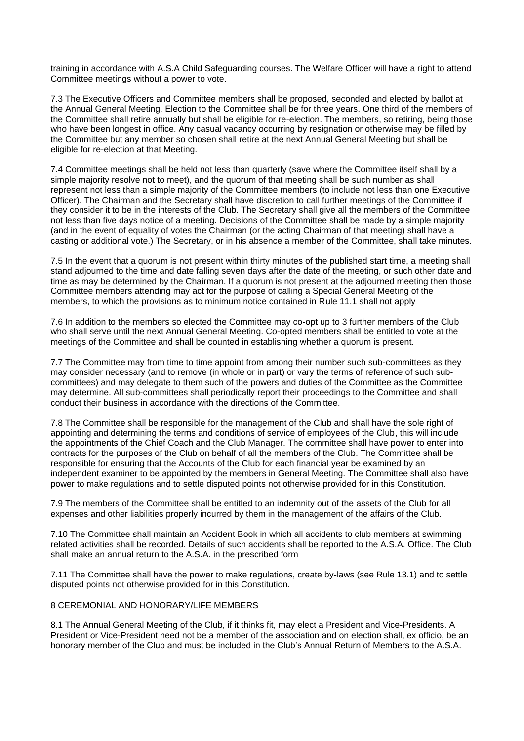training in accordance with A.S.A Child Safeguarding courses. The Welfare Officer will have a right to attend Committee meetings without a power to vote.

7.3 The Executive Officers and Committee members shall be proposed, seconded and elected by ballot at the Annual General Meeting. Election to the Committee shall be for three years. One third of the members of the Committee shall retire annually but shall be eligible for re-election. The members, so retiring, being those who have been longest in office. Any casual vacancy occurring by resignation or otherwise may be filled by the Committee but any member so chosen shall retire at the next Annual General Meeting but shall be eligible for re-election at that Meeting.

7.4 Committee meetings shall be held not less than quarterly (save where the Committee itself shall by a simple majority resolve not to meet), and the quorum of that meeting shall be such number as shall represent not less than a simple majority of the Committee members (to include not less than one Executive Officer). The Chairman and the Secretary shall have discretion to call further meetings of the Committee if they consider it to be in the interests of the Club. The Secretary shall give all the members of the Committee not less than five days notice of a meeting. Decisions of the Committee shall be made by a simple majority (and in the event of equality of votes the Chairman (or the acting Chairman of that meeting) shall have a casting or additional vote.) The Secretary, or in his absence a member of the Committee, shall take minutes.

7.5 In the event that a quorum is not present within thirty minutes of the published start time, a meeting shall stand adjourned to the time and date falling seven days after the date of the meeting, or such other date and time as may be determined by the Chairman. If a quorum is not present at the adjourned meeting then those Committee members attending may act for the purpose of calling a Special General Meeting of the members, to which the provisions as to minimum notice contained in Rule 11.1 shall not apply

7.6 In addition to the members so elected the Committee may co-opt up to 3 further members of the Club who shall serve until the next Annual General Meeting. Co-opted members shall be entitled to vote at the meetings of the Committee and shall be counted in establishing whether a quorum is present.

7.7 The Committee may from time to time appoint from among their number such sub-committees as they may consider necessary (and to remove (in whole or in part) or vary the terms of reference of such sub-committees) and may delegate to them such of the powers and duties of the Committee as the Committee may determine. All sub-committees shall periodically report their proceedings to the Committee and shall conduct their business in accordance with the directions of the Committee.

7.8 The Committee shall be responsible for the management of the Club and shall have the sole right of appointing and determining the terms and conditions of service of employees of the Club, this will include the appointments of the Chief Coach and the Club Manager. The committee shall have power to enter into contracts for the purposes of the Club on behalf of all the members of the Club. The Committee shall be responsible for ensuring that the Accounts of the Club for each financial year be examined by an independent examiner to be appointed by the members in General Meeting. The Committee shall also have power to make regulations and to settle disputed points not otherwise provided for in this Constitution.

7.9 The members of the Committee shall be entitled to an indemnity out of the assets of the Club for all expenses and other liabilities properly incurred by them in the management of the affairs of the Club.

7.10 The Committee shall maintain an Accident Book in which all accidents to club members at swimming related activities shall be recorded. Details of such accidents shall be reported to the A.S.A. Office. The Club shall make an annual return to the A.S.A. in the prescribed form

7.11 The Committee shall have the power to make regulations, create by-laws (see Rule 13.1) and to settle disputed points not otherwise provided for in this Constitution.

## 8 CEREMONIAL AND HONORARY/LIFE MEMBERS

8.1 The Annual General Meeting of the Club, if it thinks fit, may elect a President and Vice-Presidents. A President or Vice-President need not be a member of the association and on election shall, ex officio, be an honorary member of the Club and must be included in the Club's Annual Return of Members to the A.S.A.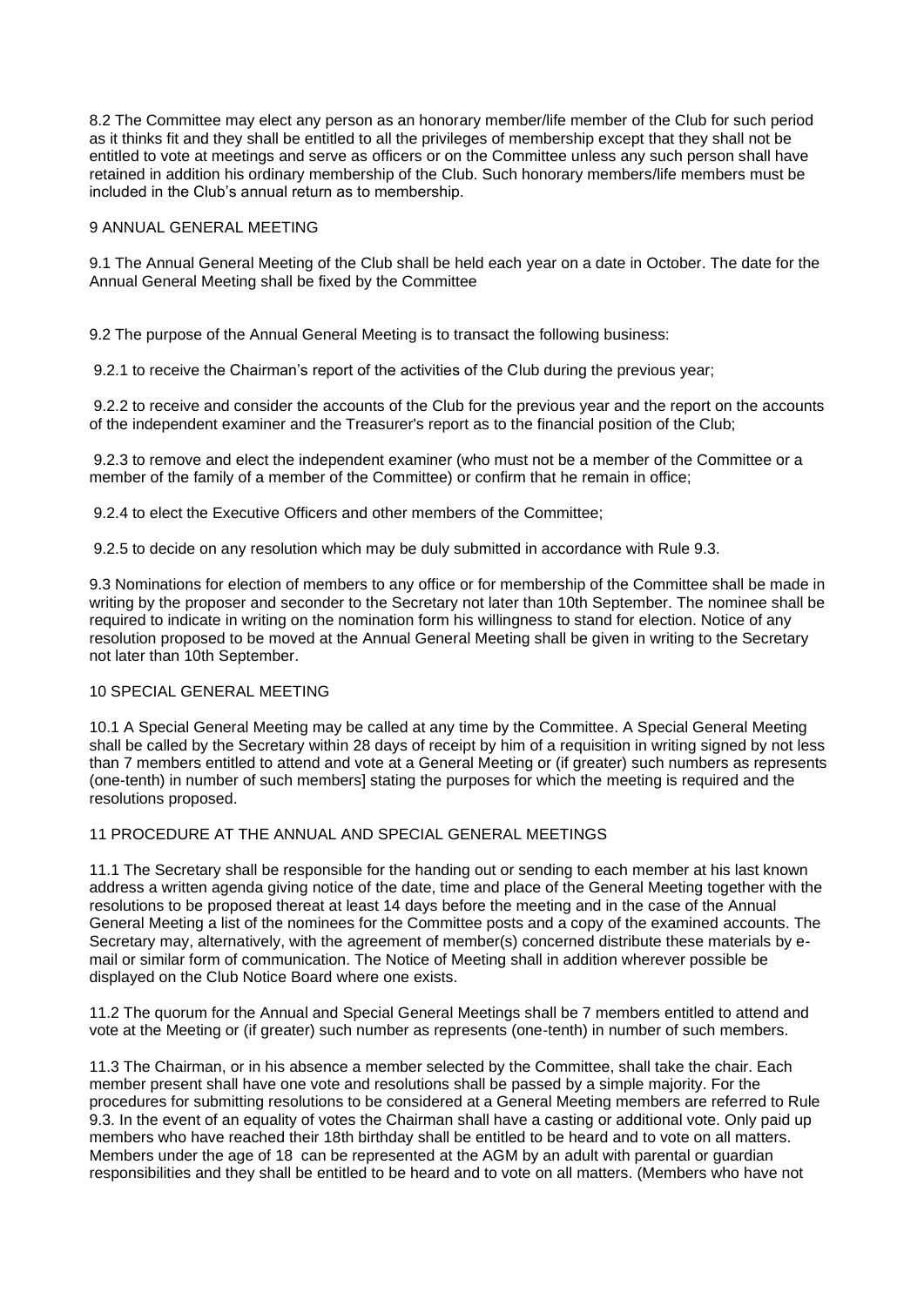8.2 The Committee may elect any person as an honorary member/life member of the Club for such period as it thinks fit and they shall be entitled to all the privileges of membership except that they shall not be entitled to vote at meetings and serve as officers or on the Committee unless any such person shall have retained in addition his ordinary membership of the Club. Such honorary members/life members must be included in the Club's annual return as to membership.

## 9 ANNUAL GENERAL MEETING

9.1 The Annual General Meeting of the Club shall be held each year on a date in October. The date for the Annual General Meeting shall be fixed by the Committee

9.2 The purpose of the Annual General Meeting is to transact the following business:

9.2.1 to receive the Chairman's report of the activities of the Club during the previous year;

9.2.2 to receive and consider the accounts of the Club for the previous year and the report on the accounts of the independent examiner and the Treasurer's report as to the financial position of the Club;

9.2.3 to remove and elect the independent examiner (who must not be a member of the Committee or a member of the family of a member of the Committee) or confirm that he remain in office;

9.2.4 to elect the Executive Officers and other members of the Committee;

9.2.5 to decide on any resolution which may be duly submitted in accordance with Rule 9.3.

9.3 Nominations for election of members to any office or for membership of the Committee shall be made in writing by the proposer and seconder to the Secretary not later than 10th September. The nominee shall be required to indicate in writing on the nomination form his willingness to stand for election. Notice of any resolution proposed to be moved at the Annual General Meeting shall be given in writing to the Secretary not later than 10th September.

## 10 SPECIAL GENERAL MEETING

10.1 A Special General Meeting may be called at any time by the Committee. A Special General Meeting shall be called by the Secretary within 28 days of receipt by him of a requisition in writing signed by not less than 7 members entitled to attend and vote at a General Meeting or (if greater) such numbers as represents (one-tenth) in number of such members] stating the purposes for which the meeting is required and the resolutions proposed.

## 11 PROCEDURE AT THE ANNUAL AND SPECIAL GENERAL MEETINGS

11.1 The Secretary shall be responsible for the handing out or sending to each member at his last known address a written agenda giving notice of the date, time and place of the General Meeting together with the resolutions to be proposed thereat at least 14 days before the meeting and in the case of the Annual General Meeting a list of the nominees for the Committee posts and a copy of the examined accounts. The Secretary may, alternatively, with the agreement of member(s) concerned distribute these materials by e-mail or similar form of communication. The Notice of Meeting shall in addition wherever possible be displayed on the Club Notice Board where one exists.

11.2 The quorum for the Annual and Special General Meetings shall be 7 members entitled to attend and vote at the Meeting or (if greater) such number as represents (one-tenth) in number of such members.

11.3 The Chairman, or in his absence a member selected by the Committee, shall take the chair. Each member present shall have one vote and resolutions shall be passed by a simple majority. For the procedures for submitting resolutions to be considered at a General Meeting members are referred to Rule 9.3. In the event of an equality of votes the Chairman shall have a casting or additional vote. Only paid up members who have reached their 18th birthday shall be entitled to be heard and to vote on all matters. Members under the age of 18 can be represented at the AGM by an adult with parental or guardian responsibilities and they shall be entitled to be heard and to vote on all matters. (Members who have not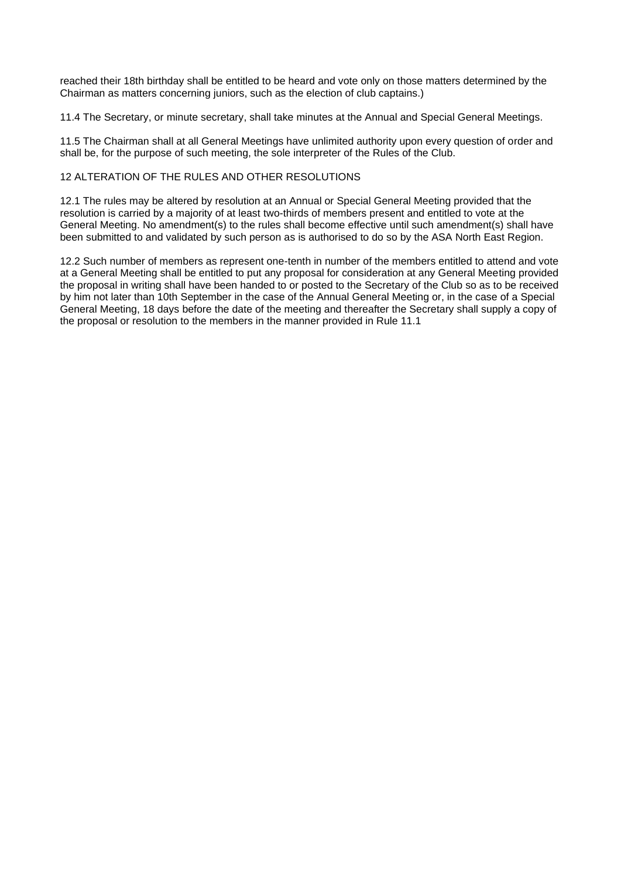reached their 18th birthday shall be entitled to be heard and vote only on those matters determined by the Chairman as matters concerning juniors, such as the election of club captains.)

11.4 The Secretary, or minute secretary, shall take minutes at the Annual and Special General Meetings.

11.5 The Chairman shall at all General Meetings have unlimited authority upon every question of order and shall be, for the purpose of such meeting, the sole interpreter of the Rules of the Club.

## 12 ALTERATION OF THE RULES AND OTHER RESOLUTIONS

12.1 The rules may be altered by resolution at an Annual or Special General Meeting provided that the resolution is carried by a majority of at least two-thirds of members present and entitled to vote at the General Meeting. No amendment(s) to the rules shall become effective until such amendment(s) shall have been submitted to and validated by such person as is authorised to do so by the ASA North East Region.

12.2 Such number of members as represent one-tenth in number of the members entitled to attend and vote at a General Meeting shall be entitled to put any proposal for consideration at any General Meeting provided the proposal in writing shall have been handed to or posted to the Secretary of the Club so as to be received by him not later than 10th September in the case of the Annual General Meeting or, in the case of a Special General Meeting, 18 days before the date of the meeting and thereafter the Secretary shall supply a copy of the proposal or resolution to the members in the manner provided in Rule 11.1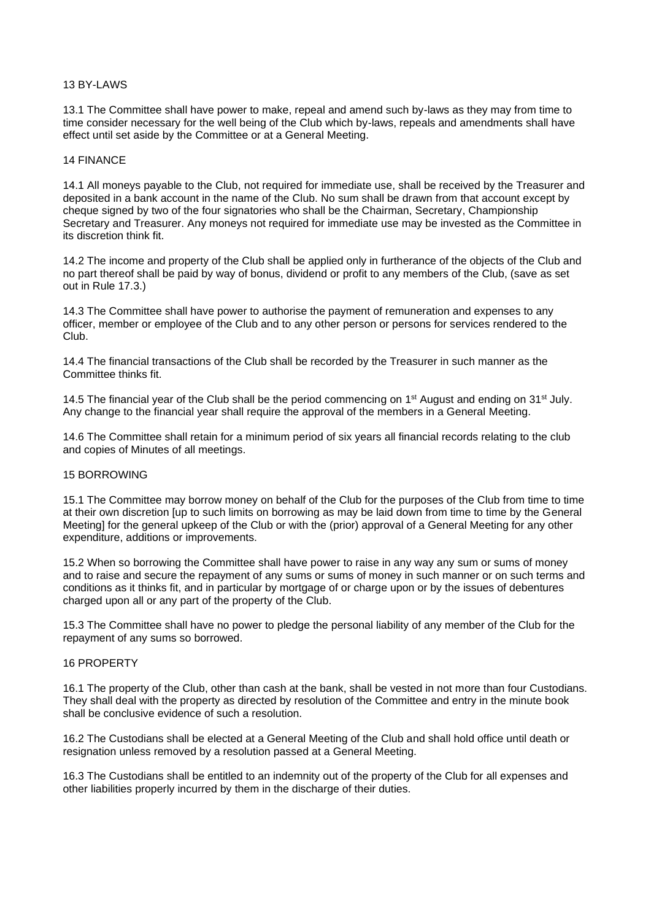## 13 BY-LAWS

13.1 The Committee shall have power to make, repeal and amend such by-laws as they may from time to time consider necessary for the well being of the Club which by-laws, repeals and amendments shall have effect until set aside by the Committee or at a General Meeting.

## 14 FINANCE

14.1 All moneys payable to the Club, not required for immediate use, shall be received by the Treasurer and deposited in a bank account in the name of the Club. No sum shall be drawn from that account except by cheque signed by two of the four signatories who shall be the Chairman, Secretary, Championship Secretary and Treasurer. Any moneys not required for immediate use may be invested as the Committee in its discretion think fit.

14.2 The income and property of the Club shall be applied only in furtherance of the objects of the Club and no part thereof shall be paid by way of bonus, dividend or profit to any members of the Club, (save as set out in Rule 17.3.)

14.3 The Committee shall have power to authorise the payment of remuneration and expenses to any officer, member or employee of the Club and to any other person or persons for services rendered to the Club.

14.4 The financial transactions of the Club shall be recorded by the Treasurer in such manner as the Committee thinks fit.

14.5 The financial year of the Club shall be the period commencing on 1st August and ending on 31st July. Any change to the financial year shall require the approval of the members in a General Meeting.

14.6 The Committee shall retain for a minimum period of six years all financial records relating to the club and copies of Minutes of all meetings.

## 15 BORROWING

15.1 The Committee may borrow money on behalf of the Club for the purposes of the Club from time to time at their own discretion [up to such limits on borrowing as may be laid down from time to time by the General Meeting] for the general upkeep of the Club or with the (prior) approval of a General Meeting for any other expenditure, additions or improvements.

15.2 When so borrowing the Committee shall have power to raise in any way any sum or sums of money and to raise and secure the repayment of any sums or sums of money in such manner or on such terms and conditions as it thinks fit, and in particular by mortgage of or charge upon or by the issues of debentures charged upon all or any part of the property of the Club.

15.3 The Committee shall have no power to pledge the personal liability of any member of the Club for the repayment of any sums so borrowed.

## 16 PROPERTY

16.1 The property of the Club, other than cash at the bank, shall be vested in not more than four Custodians. They shall deal with the property as directed by resolution of the Committee and entry in the minute book shall be conclusive evidence of such a resolution.

16.2 The Custodians shall be elected at a General Meeting of the Club and shall hold office until death or resignation unless removed by a resolution passed at a General Meeting.

16.3 The Custodians shall be entitled to an indemnity out of the property of the Club for all expenses and other liabilities properly incurred by them in the discharge of their duties.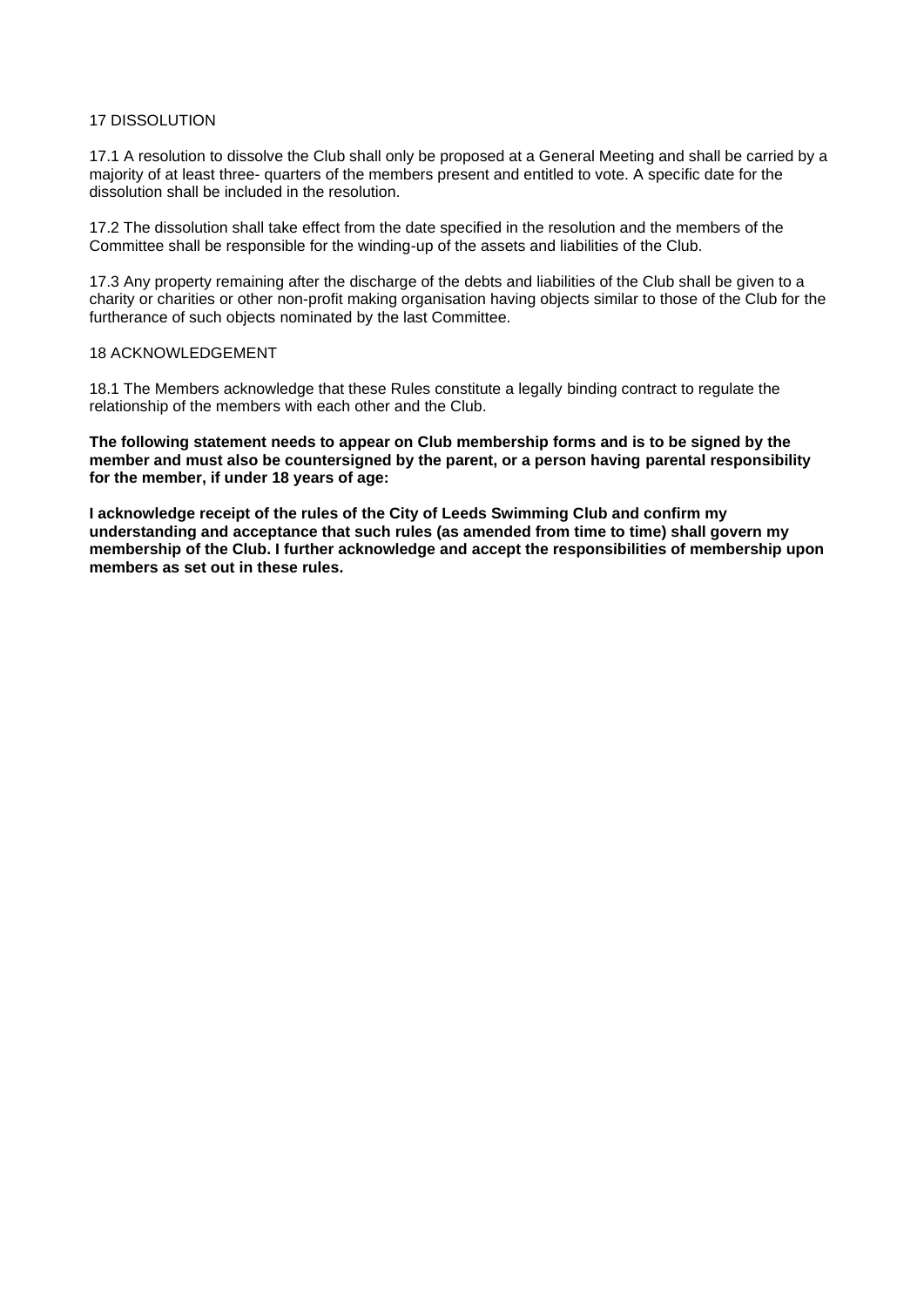## 17 DISSOLUTION

17.1 A resolution to dissolve the Club shall only be proposed at a General Meeting and shall be carried by a majority of at least three- quarters of the members present and entitled to vote. A specific date for the dissolution shall be included in the resolution.

17.2 The dissolution shall take effect from the date specified in the resolution and the members of the Committee shall be responsible for the winding-up of the assets and liabilities of the Club.

17.3 Any property remaining after the discharge of the debts and liabilities of the Club shall be given to a charity or charities or other non-profit making organisation having objects similar to those of the Club for the furtherance of such objects nominated by the last Committee.

## 18 ACKNOWLEDGEMENT

18.1 The Members acknowledge that these Rules constitute a legally binding contract to regulate the relationship of the members with each other and the Club.

**The following statement needs to appear on Club membership forms and is to be signed by the member and must also be countersigned by the parent, or a person having parental responsibility for the member, if under 18 years of age:**

**I acknowledge receipt of the rules of the City of Leeds Swimming Club and confirm my understanding and acceptance that such rules (as amended from time to time) shall govern my membership of the Club. I further acknowledge and accept the responsibilities of membership upon members as set out in these rules.**